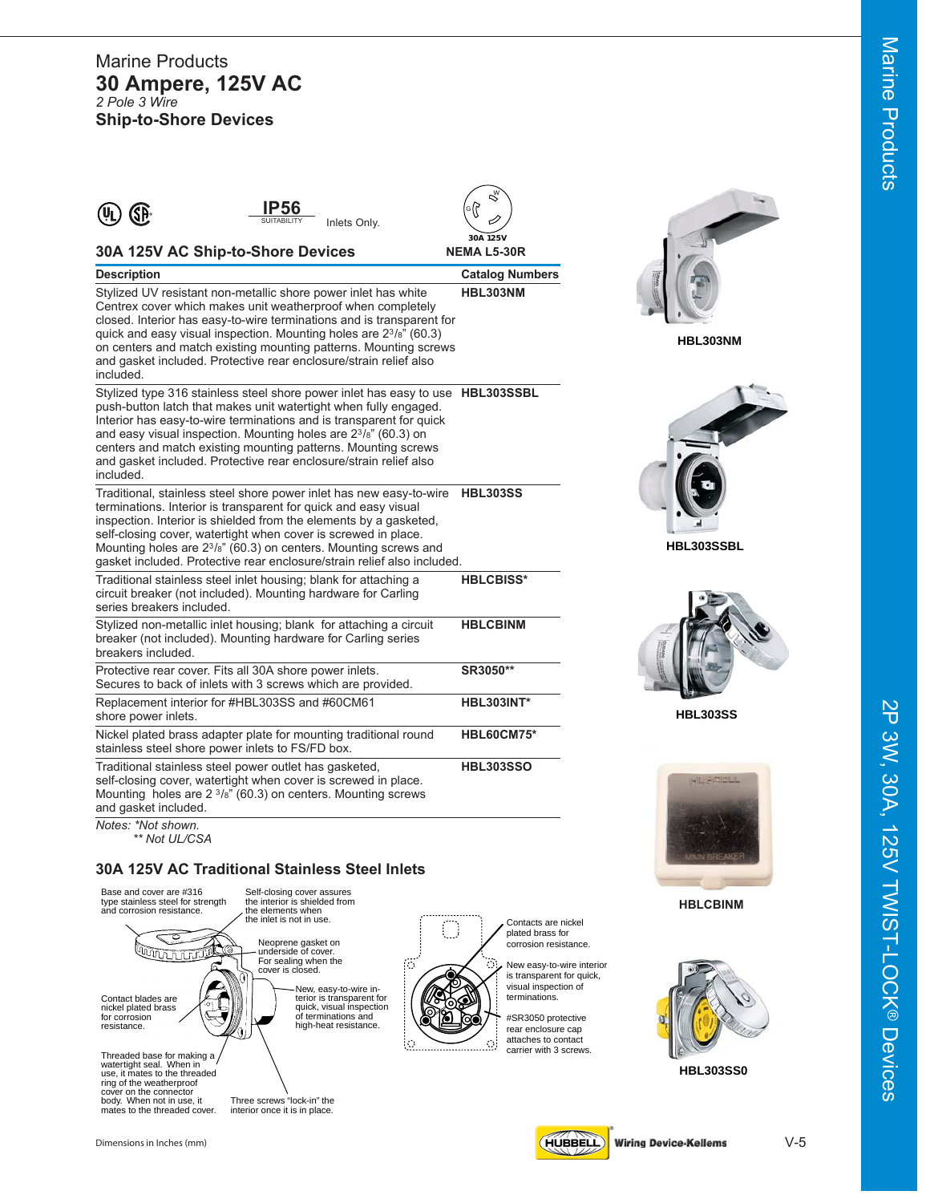# Marine Products

## 30 Ampere, 125V AC

*2 Pole 3 Wire*

**Ship-to-Shore Devices**

IP56 SUITABILITY — Inlets Only.

30A 125V NEMA L5-30R

### 30A 125V AC Ship-to-Shore Devices

| Description | Catalog Numbers |
|---|---|
| Stylized UV resistant non-metallic shore power inlet has white Centrex cover which makes unit weatherproof when completely closed. Interior has easy-to-wire terminations and is transparent for quick and easy visual inspection. Mounting holes are 2 3/8" (60.3) on centers and match existing mounting patterns. Mounting screws and gasket included. Protective rear enclosure/strain relief also included. | **HBL303NM** |
| Stylized type 316 stainless steel shore power inlet has easy to use push-button latch that makes unit watertight when fully engaged. Interior has easy-to-wire terminations and is transparent for quick and easy visual inspection. Mounting holes are 2 3/8" (60.3) on centers and match existing mounting patterns. Mounting screws and gasket included. Protective rear enclosure/strain relief also included. | **HBL303SSBL** |
| Traditional, stainless steel shore power inlet has new easy-to-wire terminations. Interior is transparent for quick and easy visual inspection. Interior is shielded from the elements by a gasketed, self-closing cover, watertight when cover is screwed in place. Mounting holes are 2 3/8" (60.3) on centers. Mounting screws and gasket included. Protective rear enclosure/strain relief also included. | **HBL303SS** |
| Traditional stainless steel inlet housing; blank for attaching a circuit breaker (not included). Mounting hardware for Carling series breakers included. | **HBLCBISS*** |
| Stylized non-metallic inlet housing; blank for attaching a circuit breaker (not included). Mounting hardware for Carling series breakers included. | **HBLCBINM** |
| Protective rear cover. Fits all 30A shore power inlets. Secures to back of inlets with 3 screws which are provided. | **SR3050**** |
| Replacement interior for #HBL303SS and #60CM61 shore power inlets. | **HBL303INT*** |
| Nickel plated brass adapter plate for mounting traditional round stainless steel shore power inlets to FS/FD box. | **HBL60CM75*** |
| Traditional stainless steel power outlet has gasketed, self-closing cover, watertight when cover is screwed in place. Mounting holes are 2 3/8" (60.3) on centers. Mounting screws and gasket included. | **HBL303SSO** |

*Notes: *Not shown.*
*** Not UL/CSA*

HBL303NM

HBL303SSBL

HBL303SS

HBLCBINM

HBL303SS0

### 30A 125V AC Traditional Stainless Steel Inlets

- Base and cover are #316 type stainless steel for strength and corrosion resistance.
- Self-closing cover assures the interior is shielded from the elements when the inlet is not in use.
- Neoprene gasket on underside of cover. For sealing when the cover is closed.
- New, easy-to-wire interior is transparent for quick, visual inspection of terminations and high-heat resistance.
- Contact blades are nickel plated brass for corrosion resistance.
- Threaded base for making a watertight seal. When in use, it mates to the threaded ring of the weatherproof cover on the connector body. When not in use, it mates to the threaded cover.
- Three screws "lock-in" the interior once it is in place.
- Contacts are nickel plated brass for corrosion resistance.
- New easy-to-wire interior is transparent for quick, visual inspection of terminations.
- #SR3050 protective rear enclosure cap attaches to contact carrier with 3 screws.

Dimensions in Inches (mm)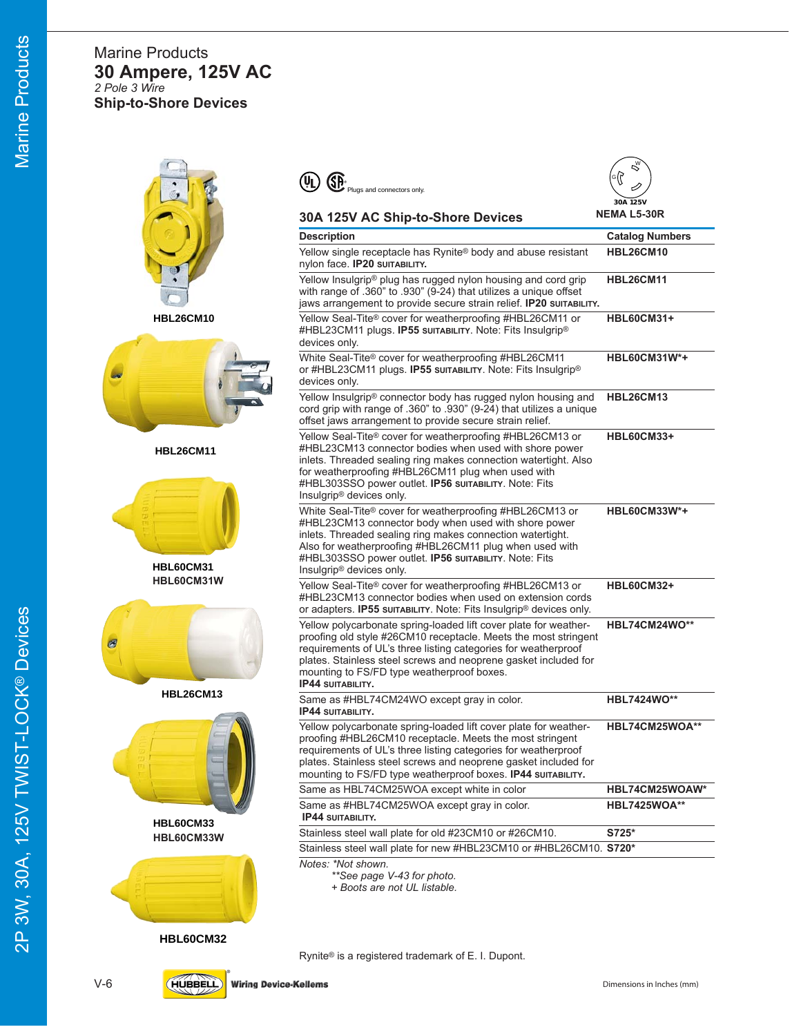Marine Products

# 30 Ampere, 125V AC

*2 Pole 3 Wire*

## Ship-to-Shore Devices

HBL26CM10

HBL26CM11

HBL60CM31
HBL60CM31W

HBL26CM13

HBL60CM33
HBL60CM33W

HBL60CM32

Plugs and connectors only.

30A 125V
NEMA L5-30R

### 30A 125V AC Ship-to-Shore Devices

| Description | Catalog Numbers |
|---|---|
| Yellow single receptacle has Rynite® body and abuse resistant nylon face. **IP20 SUITABILITY.** | **HBL26CM10** |
| Yellow Insulgrip® plug has rugged nylon housing and cord grip with range of .360" to .930" (9-24) that utilizes a unique offset jaws arrangement to provide secure strain relief. **IP20 SUITABILITY.** | **HBL26CM11** |
| Yellow Seal-Tite® cover for weatherproofing #HBL26CM11 or #HBL23CM11 plugs. **IP55 SUITABILITY**. Note: Fits Insulgrip® devices only. | **HBL60CM31+** |
| White Seal-Tite® cover for weatherproofing #HBL26CM11 or #HBL23CM11 plugs. **IP55 SUITABILITY**. Note: Fits Insulgrip® devices only. | **HBL60CM31W*+** |
| Yellow Insulgrip® connector body has rugged nylon housing and cord grip with range of .360" to .930" (9-24) that utilizes a unique offset jaws arrangement to provide secure strain relief. | **HBL26CM13** |
| Yellow Seal-Tite® cover for weatherproofing #HBL26CM13 or #HBL23CM13 connector bodies when used with shore power inlets. Threaded sealing ring makes connection watertight. Also for weatherproofing #HBL26CM11 plug when used with #HBL303SSO power outlet. **IP56 SUITABILITY**. Note: Fits Insulgrip® devices only. | **HBL60CM33+** |
| White Seal-Tite® cover for weatherproofing #HBL26CM13 or #HBL23CM13 connector body when used with shore power inlets. Threaded sealing ring makes connection watertight. Also for weatherproofing #HBL26CM11 plug when used with #HBL303SSO power outlet. **IP56 SUITABILITY**. Note: Fits Insulgrip® devices only. | **HBL60CM33W*+** |
| Yellow Seal-Tite® cover for weatherproofing #HBL26CM13 or #HBL23CM13 connector bodies when used on extension cords or adapters. **IP55 SUITABILITY**. Note: Fits Insulgrip® devices only. | **HBL60CM32+** |
| Yellow polycarbonate spring-loaded lift cover plate for weatherproofing old style #26CM10 receptacle. Meets the most stringent requirements of UL's three listing categories for weatherproof plates. Stainless steel screws and neoprene gasket included for mounting to FS/FD type weatherproof boxes. **IP44 SUITABILITY.** | **HBL74CM24WO**** |
| Same as #HBL74CM24WO except gray in color. **IP44 SUITABILITY.** | **HBL7424WO**** |
| Yellow polycarbonate spring-loaded lift cover plate for weatherproofing #HBL26CM10 receptacle. Meets the most stringent requirements of UL's three listing categories for weatherproof plates. Stainless steel screws and neoprene gasket included for mounting to FS/FD type weatherproof boxes. **IP44 SUITABILITY.** | **HBL74CM25WOA**** |
| Same as HBL74CM25WOA except white in color | **HBL74CM25WOAW*** |
| Same as #HBL74CM25WOA except gray in color. **IP44 SUITABILITY.** | **HBL7425WOA**** |
| Stainless steel wall plate for old #23CM10 or #26CM10. | **S725*** |
| Stainless steel wall plate for new #HBL23CM10 or #HBL26CM10. | **S720*** |

*Notes: *Not shown.*
*\*\*See page V-43 for photo.*
*+ Boots are not UL listable.*

Rynite® is a registered trademark of E. I. Dupont.

Dimensions in Inches (mm)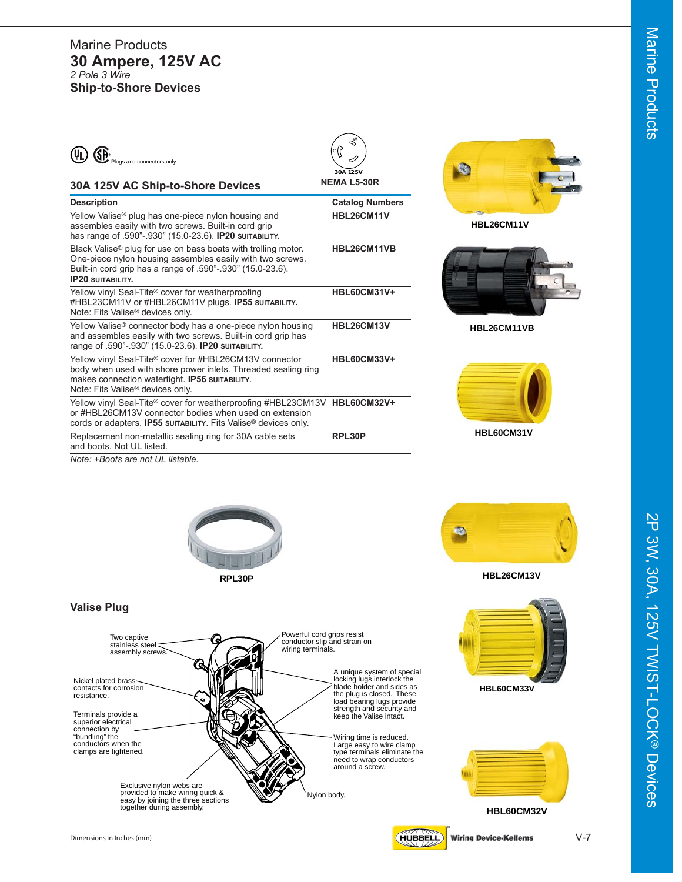# Marine Products

## 30 Ampere, 125V AC

*2 Pole 3 Wire*

**Ship-to-Shore Devices**

Plugs and connectors only.

30A 125V
NEMA L5-30R

### 30A 125V AC Ship-to-Shore Devices

| Description | Catalog Numbers |
|---|---|
| Yellow Valise® plug has one-piece nylon housing and assembles easily with two screws. Built-in cord grip has range of .590"-.930" (15.0-23.6). **IP20 SUITABILITY.** | **HBL26CM11V** |
| Black Valise® plug for use on bass boats with trolling motor. One-piece nylon housing assembles easily with two screws. Built-in cord grip has a range of .590"-.930" (15.0-23.6). **IP20 SUITABILITY.** | **HBL26CM11VB** |
| Yellow vinyl Seal-Tite® cover for weatherproofing #HBL23CM11V or #HBL26CM11V plugs. **IP55 SUITABILITY.** Note: Fits Valise® devices only. | **HBL60CM31V+** |
| Yellow Valise® connector body has a one-piece nylon housing and assembles easily with two screws. Built-in cord grip has range of .590"-.930" (15.0-23.6). **IP20 SUITABILITY.** | **HBL26CM13V** |
| Yellow vinyl Seal-Tite® cover for #HBL26CM13V connector body when used with shore power inlets. Threaded sealing ring makes connection watertight. **IP56 SUITABILITY**. Note: Fits Valise® devices only. | **HBL60CM33V+** |
| Yellow vinyl Seal-Tite® cover for weatherproofing #HBL23CM13V or #HBL26CM13V connector bodies when used on extension cords or adapters. **IP55 SUITABILITY**. Fits Valise® devices only. | **HBL60CM32V+** |
| Replacement non-metallic sealing ring for 30A cable sets and boots. Not UL listed. | **RPL30P** |

*Note: +Boots are not UL listable.*

**HBL26CM11V**

**HBL26CM11VB**

**HBL60CM31V**

**RPL30P**

**HBL26CM13V**

**HBL60CM33V**

**HBL60CM32V**

### Valise Plug

- Two captive stainless steel assembly screws.
- Powerful cord grips resist conductor slip and strain on wiring terminals.
- Nickel plated brass contacts for corrosion resistance.
- A unique system of special locking lugs interlock the blade holder and sides as the plug is closed. These load bearing lugs provide strength and security and keep the Valise intact.
- Terminals provide a superior electrical connection by "bundling" the conductors when the clamps are tightened.
- Wiring time is reduced. Large easy to wire clamp type terminals eliminate the need to wrap conductors around a screw.
- Exclusive nylon webs are provided to make wiring quick & easy by joining the three sections together during assembly.
- Nylon body.

Dimensions in Inches (mm)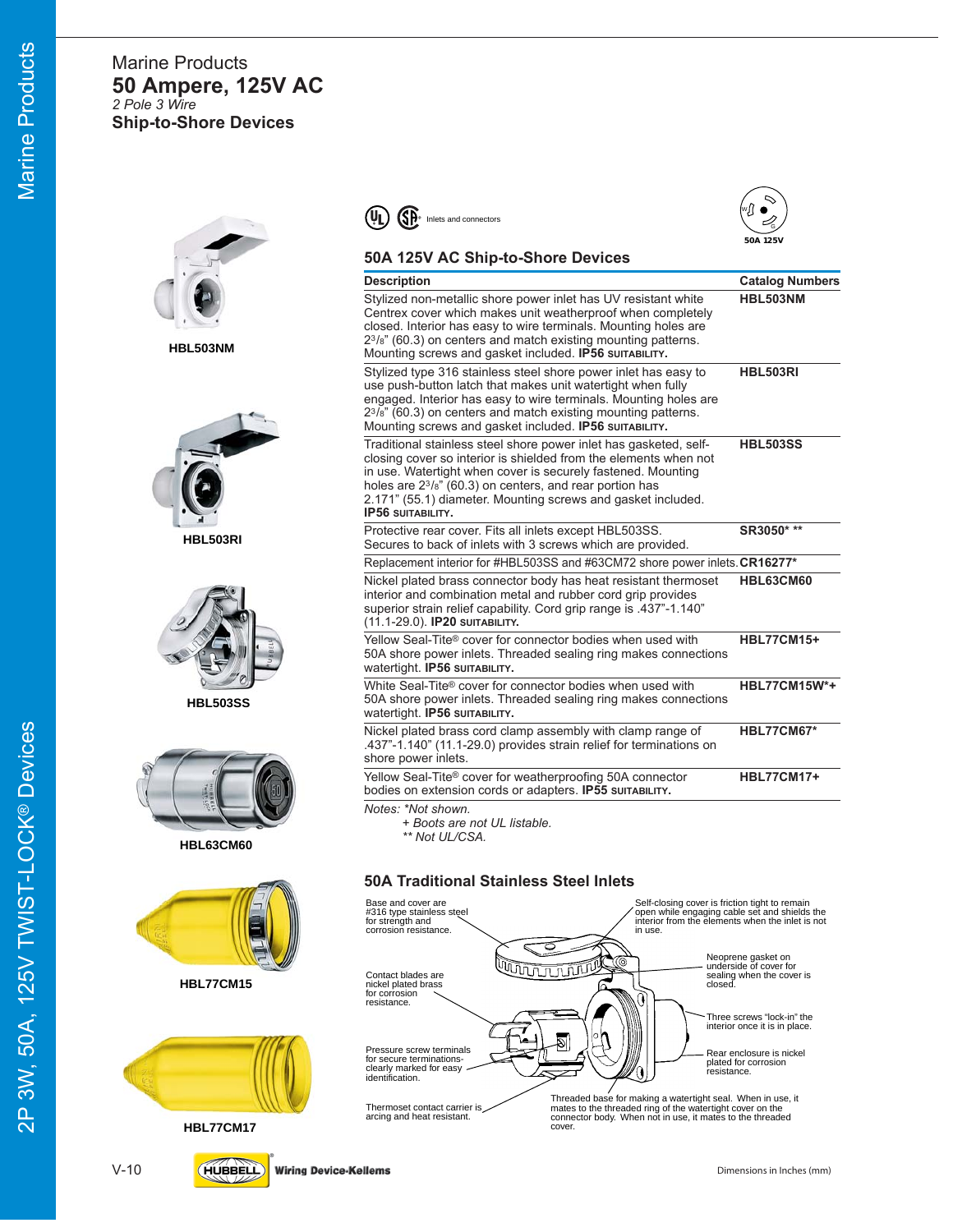Marine Products

# 50 Ampere, 125V AC

*2 Pole 3 Wire*

## Ship-to-Shore Devices

HBL503NM

HBL503RI

HBL503SS

HBL63CM60

HBL77CM15

HBL77CM17

Inlets and connectors

50A 125V

### 50A 125V AC Ship-to-Shore Devices

| Description | Catalog Numbers |
|---|---|
| Stylized non-metallic shore power inlet has UV resistant white Centrex cover which makes unit weatherproof when completely closed. Interior has easy to wire terminals. Mounting holes are 2 3/8" (60.3) on centers and match existing mounting patterns. Mounting screws and gasket included. **IP56 SUITABILITY.** | **HBL503NM** |
| Stylized type 316 stainless steel shore power inlet has easy to use push-button latch that makes unit watertight when fully engaged. Interior has easy to wire terminals. Mounting holes are 2 3/8" (60.3) on centers and match existing mounting patterns. Mounting screws and gasket included. **IP56 SUITABILITY.** | **HBL503RI** |
| Traditional stainless steel shore power inlet has gasketed, self-closing cover so interior is shielded from the elements when not in use. Watertight when cover is securely fastened. Mounting holes are 2 3/8" (60.3) on centers, and rear portion has 2.171" (55.1) diameter. Mounting screws and gasket included. **IP56 SUITABILITY.** | **HBL503SS** |
| Protective rear cover. Fits all inlets except HBL503SS. Secures to back of inlets with 3 screws which are provided. | **SR3050* \*\*** |
| Replacement interior for #HBL503SS and #63CM72 shore power inlets. | **CR16277*** |
| Nickel plated brass connector body has heat resistant thermoset interior and combination metal and rubber cord grip provides superior strain relief capability. Cord grip range is .437"-1.140" (11.1-29.0). **IP20 SUITABILITY.** | **HBL63CM60** |
| Yellow Seal-Tite® cover for connector bodies when used with 50A shore power inlets. Threaded sealing ring makes connections watertight. **IP56 SUITABILITY.** | **HBL77CM15+** |
| White Seal-Tite® cover for connector bodies when used with 50A shore power inlets. Threaded sealing ring makes connections watertight. **IP56 SUITABILITY.** | **HBL77CM15W*+** |
| Nickel plated brass cord clamp assembly with clamp range of .437"-1.140" (11.1-29.0) provides strain relief for terminations on shore power inlets. | **HBL77CM67*** |
| Yellow Seal-Tite® cover for weatherproofing 50A connector bodies on extension cords or adapters. **IP55 SUITABILITY.** | **HBL77CM17+** |

*Notes: \*Not shown.*
*+ Boots are not UL listable.*
*\*\* Not UL/CSA.*

### 50A Traditional Stainless Steel Inlets

- Base and cover are #316 type stainless steel for strength and corrosion resistance.
- Self-closing cover is friction tight to remain open while engaging cable set and shields the interior from the elements when the inlet is not in use.
- Neoprene gasket on underside of cover for sealing when the cover is closed.
- Contact blades are nickel plated brass for corrosion resistance.
- Three screws "lock-in" the interior once it is in place.
- Pressure screw terminals for secure terminations-clearly marked for easy identification.
- Rear enclosure is nickel plated for corrosion resistance.
- Thermoset contact carrier is arcing and heat resistant.
- Threaded base for making a watertight seal. When in use, it mates to the threaded ring of the watertight cover on the connector body. When not in use, it mates to the threaded cover.

Dimensions in Inches (mm)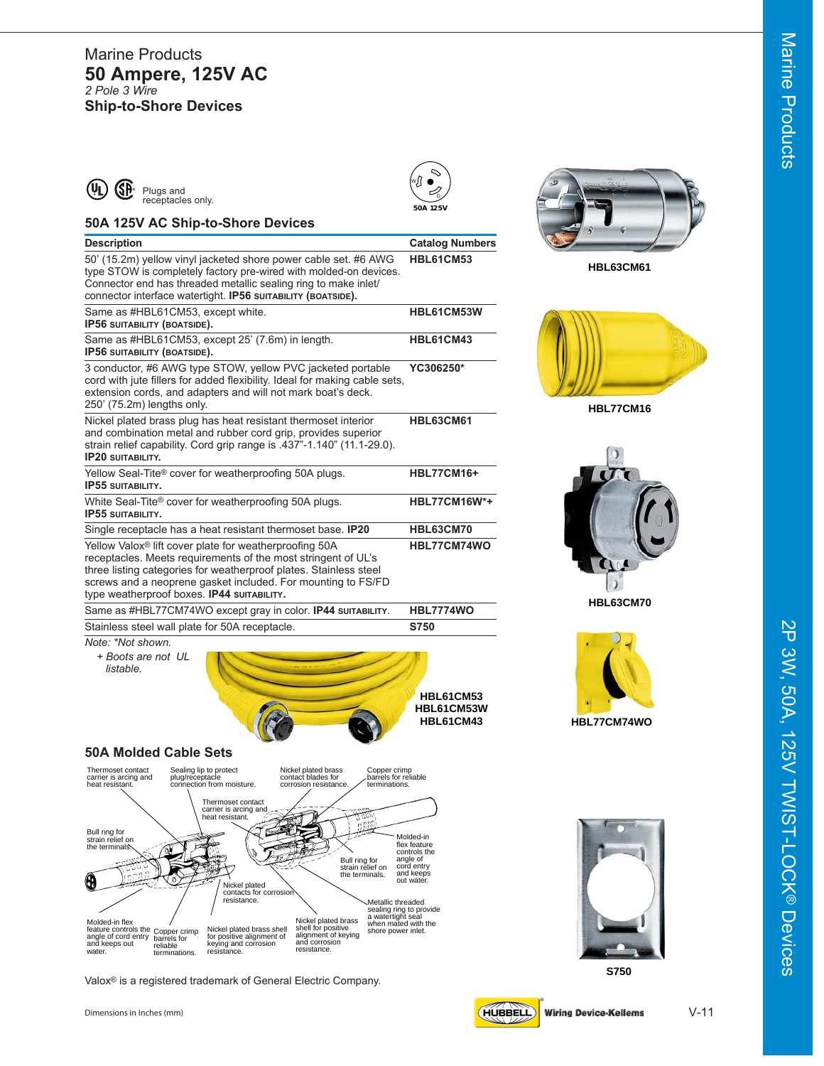Marine Products

# 50 Ampere, 125V AC

*2 Pole 3 Wire*

**Ship-to-Shore Devices**

Plugs and receptacles only.

50A 125V

## 50A 125V AC Ship-to-Shore Devices

| Description | Catalog Numbers |
|---|---|
| 50' (15.2m) yellow vinyl jacketed shore power cable set. #6 AWG type STOW is completely factory pre-wired with molded-on devices. Connector end has threaded metallic sealing ring to make inlet/connector interface watertight. **IP56 SUITABILITY (BOATSIDE).** | **HBL61CM53** |
| Same as #HBL61CM53, except white. **IP56 SUITABILITY (BOATSIDE).** | **HBL61CM53W** |
| Same as #HBL61CM53, except 25' (7.6m) in length. **IP56 SUITABILITY (BOATSIDE).** | **HBL61CM43** |
| 3 conductor, #6 AWG type STOW, yellow PVC jacketed portable cord with jute fillers for added flexibility. Ideal for making cable sets, extension cords, and adapters and will not mark boat's deck. 250' (75.2m) lengths only. | **YC306250*** |
| Nickel plated brass plug has heat resistant thermoset interior and combination metal and rubber cord grip, provides superior strain relief capability. Cord grip range is .437"-1.140" (11.1-29.0). **IP20 SUITABILITY.** | **HBL63CM61** |
| Yellow Seal-Tite® cover for weatherproofing 50A plugs. **IP55 SUITABILITY.** | **HBL77CM16+** |
| White Seal-Tite® cover for weatherproofing 50A plugs. **IP55 SUITABILITY.** | **HBL77CM16W*+** |
| Single receptacle has a heat resistant thermoset base. **IP20** | **HBL63CM70** |
| Yellow Valox® lift cover plate for weatherproofing 50A receptacles. Meets requirements of the most stringent of UL's three listing categories for weatherproof plates. Stainless steel screws and a neoprene gasket included. For mounting to FS/FD type weatherproof boxes. **IP44 SUITABILITY.** | **HBL77CM74WO** |
| Same as #HBL77CM74WO except gray in color. **IP44 SUITABILITY.** | **HBL7774WO** |
| Stainless steel wall plate for 50A receptacle. | **S750** |

*Note: \*Not shown.*

*+ Boots are not UL listable.*

**HBL61CM53**
**HBL61CM53W**
**HBL61CM43**

**HBL63CM61**

**HBL77CM16**

**HBL63CM70**

**HBL77CM74WO**

**S750**

## 50A Molded Cable Sets

Thermoset contact carrier is arcing and heat resistant.

Sealing lip to protect plug/receptacle connection from moisture.

Nickel plated brass contact blades for corrosion resistance.

Copper crimp barrels for reliable terminations.

Thermoset contact carrier is arcing and heat resistant.

Bull ring for strain relief on the terminals.

Molded-in flex feature controls the angle of cord entry and keeps out water.

Bull ring for strain relief on the terminals.

Nickel plated contacts for corrosion resistance.

Metallic threaded sealing ring to provide a watertight seal when mated with the shore power inlet.

Molded-in flex feature controls the angle of cord entry and keeps out water.

Copper crimp barrels for reliable terminations.

Nickel plated brass shell for positive alignment of keying and corrosion resistance.

Nickel plated brass shell for positive alignment of keying and corrosion resistance.

Valox® is a registered trademark of General Electric Company.

Dimensions in Inches (mm)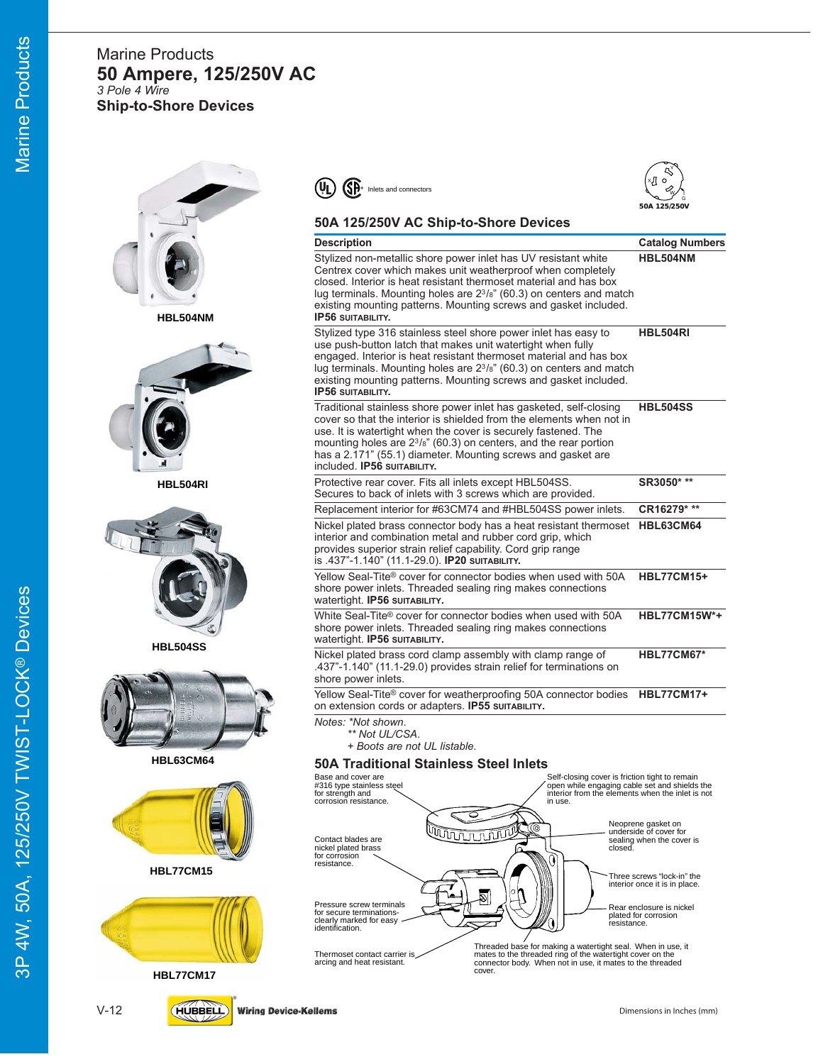Marine Products

# 50 Ampere, 125/250V AC

*3 Pole 4 Wire*

## Ship-to-Shore Devices

HBL504NM

HBL504RI

HBL504SS

HBL63CM64

HBL77CM15

HBL77CM17

Inlets and connectors

50A 125/250V

### 50A 125/250V AC Ship-to-Shore Devices

| Description | Catalog Numbers |
|---|---|
| Stylized non-metallic shore power inlet has UV resistant white Centrex cover which makes unit weatherproof when completely closed. Interior is heat resistant thermoset material and has box lug terminals. Mounting holes are 2³/₈" (60.3) on centers and match existing mounting patterns. Mounting screws and gasket included. **IP56 SUITABILITY.** | **HBL504NM** |
| Stylized type 316 stainless steel shore power inlet has easy to use push-button latch that makes unit watertight when fully engaged. Interior is heat resistant thermoset material and has box lug terminals. Mounting holes are 2³/₈" (60.3) on centers and match existing mounting patterns. Mounting screws and gasket included. **IP56 SUITABILITY.** | **HBL504RI** |
| Traditional stainless shore power inlet has gasketed, self-closing cover so that the interior is shielded from the elements when not in use. It is watertight when the cover is securely fastened. The mounting holes are 2³/₈" (60.3) on centers, and the rear portion has a 2.171" (55.1) diameter. Mounting screws and gasket are included. **IP56 SUITABILITY.** | **HBL504SS** |
| Protective rear cover. Fits all inlets except HBL504SS. Secures to back of inlets with 3 screws which are provided. | **SR3050* \*\*** |
| Replacement interior for #63CM74 and #HBL504SS power inlets. | **CR16279* \*\*** |
| Nickel plated brass connector body has a heat resistant thermoset interior and combination metal and rubber cord grip, which provides superior strain relief capability. Cord grip range is .437"-1.140" (11.1-29.0). **IP20 SUITABILITY.** | **HBL63CM64** |
| Yellow Seal-Tite® cover for connector bodies when used with 50A shore power inlets. Threaded sealing ring makes connections watertight. **IP56 SUITABILITY.** | **HBL77CM15+** |
| White Seal-Tite® cover for connector bodies when used with 50A shore power inlets. Threaded sealing ring makes connections watertight. **IP56 SUITABILITY.** | **HBL77CM15W*+** |
| Nickel plated brass cord clamp assembly with clamp range of .437"-1.140" (11.1-29.0) provides strain relief for terminations on shore power inlets. | **HBL77CM67*** |
| Yellow Seal-Tite® cover for weatherproofing 50A connector bodies on extension cords or adapters. **IP55 SUITABILITY.** | **HBL77CM17+** |

*Notes: \*Not shown.*
*\*\* Not UL/CSA.*
*+ Boots are not UL listable.*

### 50A Traditional Stainless Steel Inlets

- Base and cover are #316 type stainless steel for strength and corrosion resistance.
- Self-closing cover is friction tight to remain open while engaging cable set and shields the interior from the elements when the inlet is not in use.
- Neoprene gasket on underside of cover for sealing when the cover is closed.
- Contact blades are nickel plated brass for corrosion resistance.
- Three screws "lock-in" the interior once it is in place.
- Pressure screw terminals for secure terminations-clearly marked for easy identification.
- Rear enclosure is nickel plated for corrosion resistance.
- Thermoset contact carrier is arcing and heat resistant.
- Threaded base for making a watertight seal. When in use, it mates to the threaded ring of the watertight cover on the connector body. When not in use, it mates to the threaded cover.

Dimensions in Inches (mm)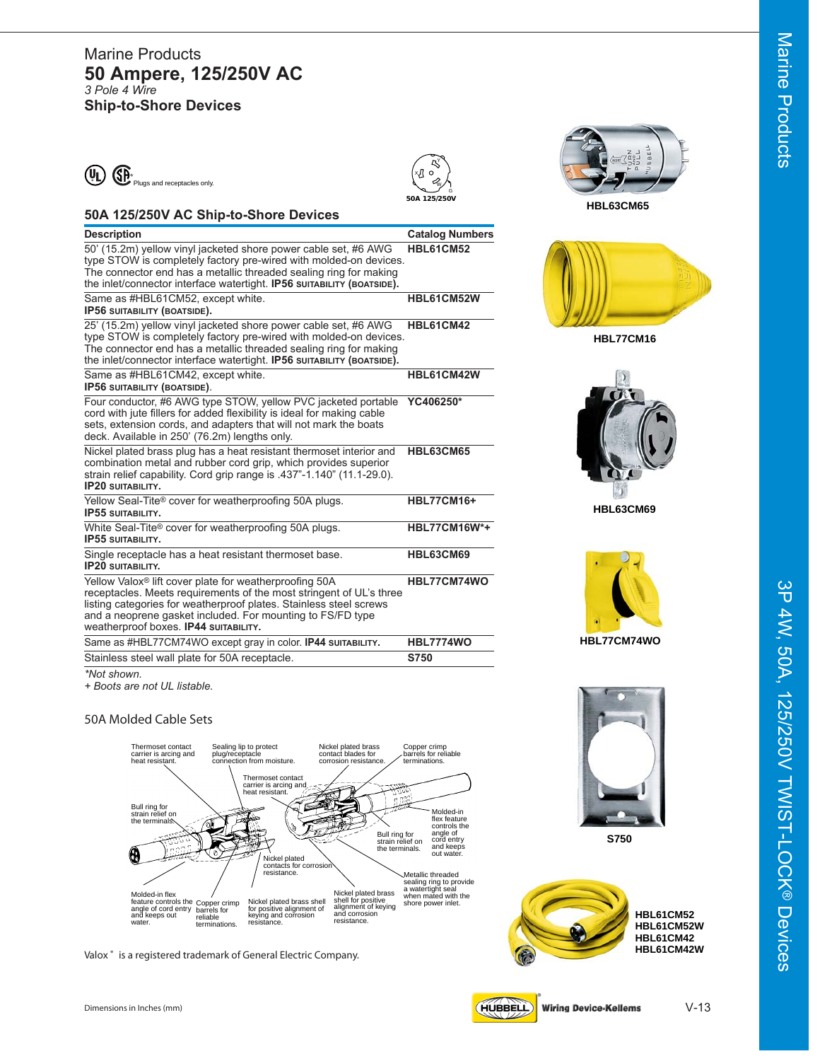Marine Products

# 50 Ampere, 125/250V AC

*3 Pole 4 Wire*

## Ship-to-Shore Devices

Plugs and receptacles only.

50A 125/250V

### 50A 125/250V AC Ship-to-Shore Devices

| Description | Catalog Numbers |
|---|---|
| 50' (15.2m) yellow vinyl jacketed shore power cable set, #6 AWG type STOW is completely factory pre-wired with molded-on devices. The connector end has a metallic threaded sealing ring for making the inlet/connector interface watertight. **IP56 SUITABILITY (BOATSIDE).** | **HBL61CM52** |
| Same as #HBL61CM52, except white. **IP56 SUITABILITY (BOATSIDE).** | **HBL61CM52W** |
| 25' (15.2m) yellow vinyl jacketed shore power cable set, #6 AWG type STOW is completely factory pre-wired with molded-on devices. The connector end has a metallic threaded sealing ring for making the inlet/connector interface watertight. **IP56 SUITABILITY (BOATSIDE).** | **HBL61CM42** |
| Same as #HBL61CM42, except white. **IP56 SUITABILITY (BOATSIDE).** | **HBL61CM42W** |
| Four conductor, #6 AWG type STOW, yellow PVC jacketed portable cord with jute fillers for added flexibility is ideal for making cable sets, extension cords, and adapters that will not mark the boats deck. Available in 250' (76.2m) lengths only. | **YC406250*** |
| Nickel plated brass plug has a heat resistant thermoset interior and combination metal and rubber cord grip, which provides superior strain relief capability. Cord grip range is .437"-1.140" (11.1-29.0). **IP20 SUITABILITY.** | **HBL63CM65** |
| Yellow Seal-Tite® cover for weatherproofing 50A plugs. **IP55 SUITABILITY.** | **HBL77CM16+** |
| White Seal-Tite® cover for weatherproofing 50A plugs. **IP55 SUITABILITY.** | **HBL77CM16W*+** |
| Single receptacle has a heat resistant thermoset base. **IP20 SUITABILITY.** | **HBL63CM69** |
| Yellow Valox® lift cover plate for weatherproofing 50A receptacles. Meets requirements of the most stringent of UL's three listing categories for weatherproof plates. Stainless steel screws and a neoprene gasket included. For mounting to FS/FD type weatherproof boxes. **IP44 SUITABILITY.** | **HBL77CM74WO** |
| Same as #HBL77CM74WO except gray in color. **IP44 SUITABILITY.** | **HBL7774WO** |
| Stainless steel wall plate for 50A receptacle. | **S750** |

*\*Not shown.*
*+ Boots are not UL listable.*

HBL63CM65

HBL77CM16

HBL63CM69

HBL77CM74WO

S750

HBL61CM52
HBL61CM52W
HBL61CM42
HBL61CM42W

### 50A Molded Cable Sets

Thermoset contact carrier is arcing and heat resistant.
Sealing lip to protect plug/receptacle connection from moisture.
Nickel plated brass contact blades for corrosion resistance.
Copper crimp barrels for reliable terminations.
Thermoset contact carrier is arcing and heat resistant.
Bull ring for strain relief on the terminals.
Molded-in flex feature controls the angle of cord entry and keeps out water.
Bull ring for strain relief on the terminals.
Nickel plated contacts for corrosion resistance.
Metallic threaded sealing ring to provide a watertight seal when mated with the shore power inlet.
Molded-in flex feature controls the angle of cord entry and keeps out water.
Copper crimp barrels for reliable terminations.
Nickel plated brass shell for positive alignment of keying and corrosion resistance.
Nickel plated brass shell for positive alignment of keying and corrosion resistance.

Valox® is a registered trademark of General Electric Company.

Dimensions in Inches (mm)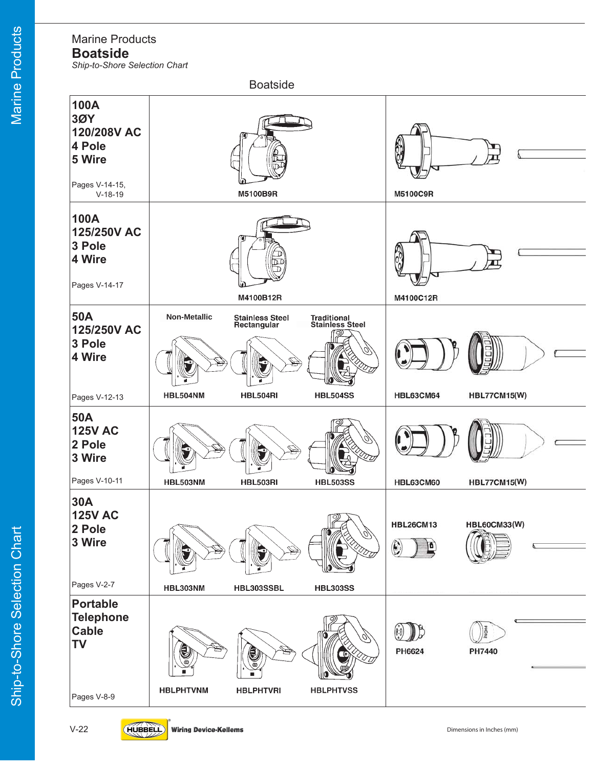Marine Products

# Boatside

*Ship-to-Shore Selection Chart*

## Boatside

| Rating | Receptacles | | | Connectors / Plugs | |
|---|---|---|---|---|---|
| **100A 3ØY 120/208V AC 4 Pole 5 Wire** Pages V-14-15, V-18-19 | M5100B9R | | | M5100C9R | |
| **100A 125/250V AC 3 Pole 4 Wire** Pages V-14-17 | M4100B12R | | | M4100C12R | |
| **50A 125/250V AC 3 Pole 4 Wire** Pages V-12-13 | Non-Metallic: HBL504NM | Stainless Steel Rectangular: HBL504RI | Traditional Stainless Steel: HBL504SS | HBL63CM64 | HBL77CM15(W) |
| **50A 125V AC 2 Pole 3 Wire** Pages V-10-11 | HBL503NM | HBL503RI | HBL503SS | HBL63CM60 | HBL77CM15(W) |
| **30A 125V AC 2 Pole 3 Wire** Pages V-2-7 | HBL303NM | HBL303SSBL | HBL303SS | HBL26CM13 | HBL60CM33(W) |
| **Portable Telephone Cable TV** Pages V-8-9 | HBLPHTVNM | HBLPHTVRI | HBLPHTVSS | PH6624 | PH7440 |

Dimensions in Inches (mm)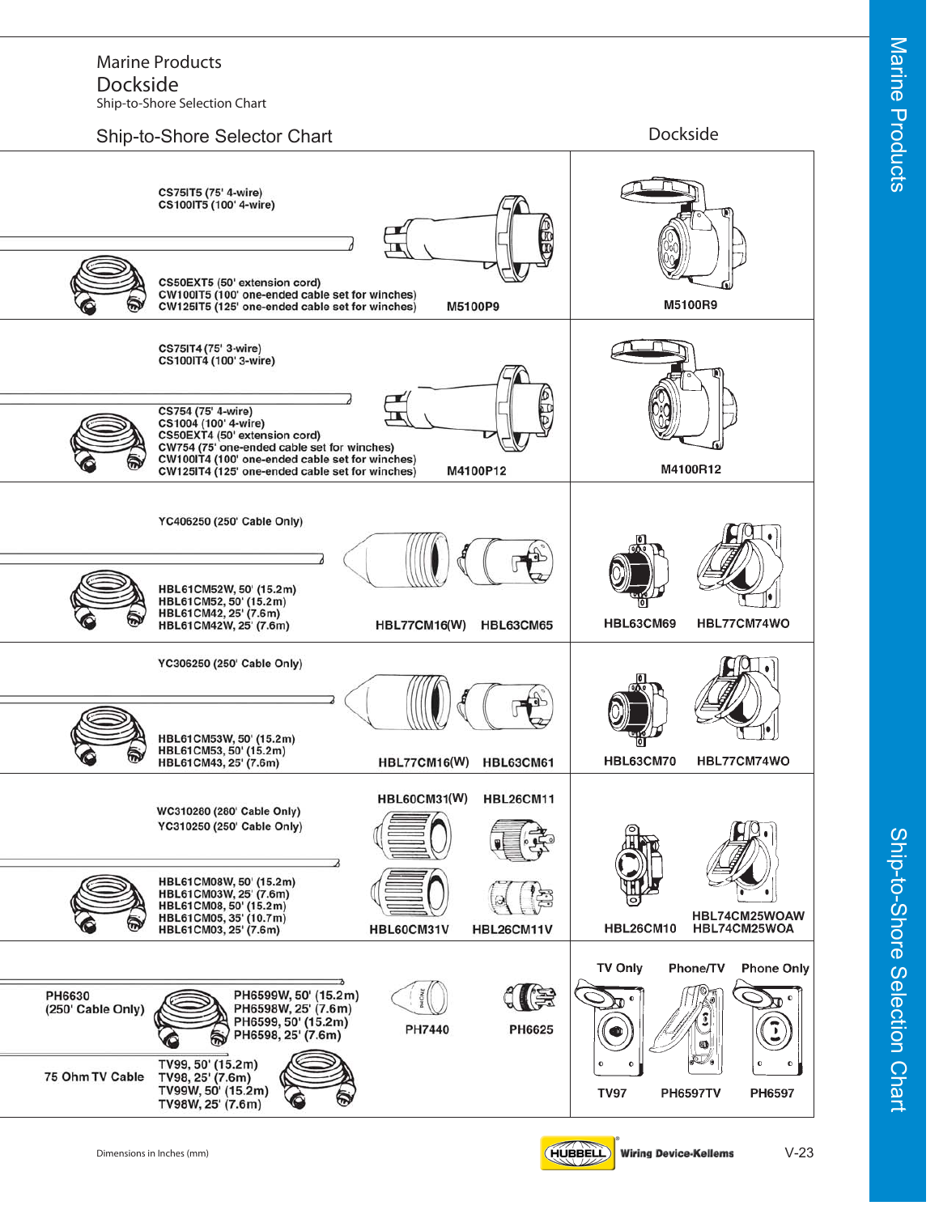# Marine Products

## Dockside

Ship-to-Shore Selection Chart

### Ship-to-Shore Selector Chart

Dockside

CS75IT5 (75' 4-wire)
CS100IT5 (100' 4-wire)

CS50EXT5 (50' extension cord)
CW100IT5 (100' one-ended cable set for winches)
CW125IT5 (125' one-ended cable set for winches)

M5100P9

M5100R9

CS75IT4 (75' 3-wire)
CS100IT4 (100' 3-wire)

CS754 (75' 4-wire)
CS1004 (100' 4-wire)
CS50EXT4 (50' extension cord)
CW754 (75' one-ended cable set for winches)
CW100IT4 (100' one-ended cable set for winches)
CW125IT4 (125' one-ended cable set for winches)

M4100P12

M4100R12

YC406250 (250' Cable Only)

HBL61CM52W, 50' (15.2m)
HBL61CM52, 50' (15.2m)
HBL61CM42, 25' (7.6m)
HBL61CM42W, 25' (7.6m)

HBL77CM16(W) HBL63CM65

HBL63CM69 HBL77CM74WO

YC306250 (250' Cable Only)

HBL61CM53W, 50' (15.2m)
HBL61CM53, 50' (15.2m)
HBL61CM43, 25' (7.6m)

HBL77CM16(W) HBL63CM61

HBL63CM70 HBL77CM74WO

WC310280 (280' Cable Only)
YC310250 (250' Cable Only)

HBL61CM08W, 50' (15.2m)
HBL61CM03W, 25' (7.6m)
HBL61CM08, 50' (15.2m)
HBL61CM05, 35' (10.7m)
HBL61CM03, 25' (7.6m)

HBL60CM31(W) HBL26CM11

HBL60CM31V HBL26CM11V

HBL26CM10

HBL74CM25WOAW
HBL74CM25WOA

PH6630
(250' Cable Only)

PH6599W, 50' (15.2m)
PH6598W, 25' (7.6m)
PH6599, 50' (15.2m)
PH6598, 25' (7.6m)

PH7440 PH6625

75 Ohm TV Cable

TV99, 50' (15.2m)
TV98, 25' (7.6m)
TV99W, 50' (15.2m)
TV98W, 25' (7.6m)

TV Only Phone/TV Phone Only

TV97 PH6597TV PH6597

Dimensions in Inches (mm)